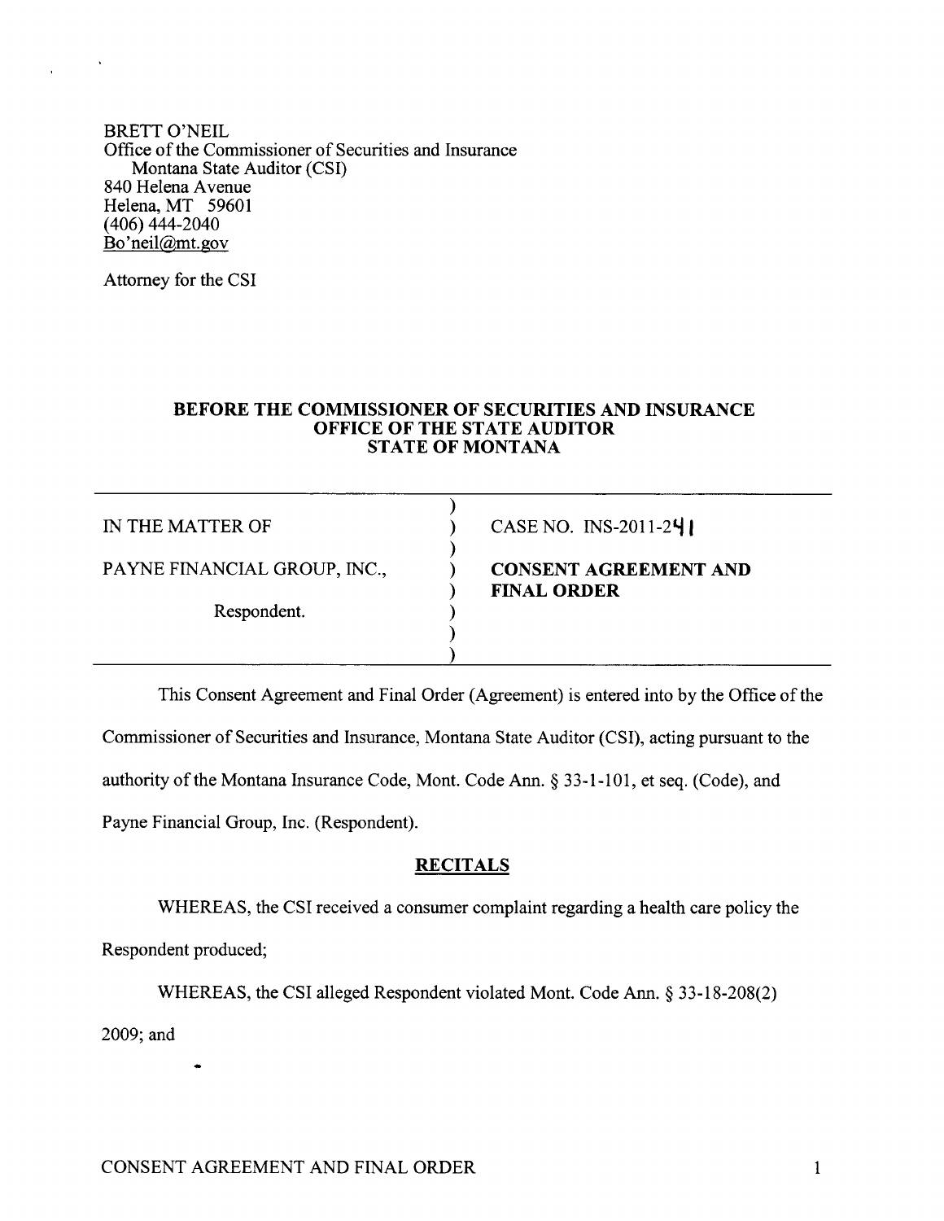BRETT O'NEIL
Office of the Commissioner of Securities and Insurance
Montana State Auditor (CSI)
840 Helena Avenue
Helena, MT 59601
(406) 444-2040
Bo'neil@mt.gov

Attorney for the CSI

**BEFORE THE COMMISSIONER OF SECURITIES AND INSURANCE**
**OFFICE OF THE STATE AUDITOR**
**STATE OF MONTANA**

| | | |
|---|---|---|
| IN THE MATTER OF | ) | CASE NO. INS-2011-241 |
| PAYNE FINANCIAL GROUP, INC., | ) | **CONSENT AGREEMENT AND FINAL ORDER** |
| Respondent. | ) | |

This Consent Agreement and Final Order (Agreement) is entered into by the Office of the Commissioner of Securities and Insurance, Montana State Auditor (CSI), acting pursuant to the authority of the Montana Insurance Code, Mont. Code Ann. § 33-1-101, et seq. (Code), and Payne Financial Group, Inc. (Respondent).

## RECITALS

WHEREAS, the CSI received a consumer complaint regarding a health care policy the Respondent produced;

WHEREAS, the CSI alleged Respondent violated Mont. Code Ann. § 33-18-208(2) 2009; and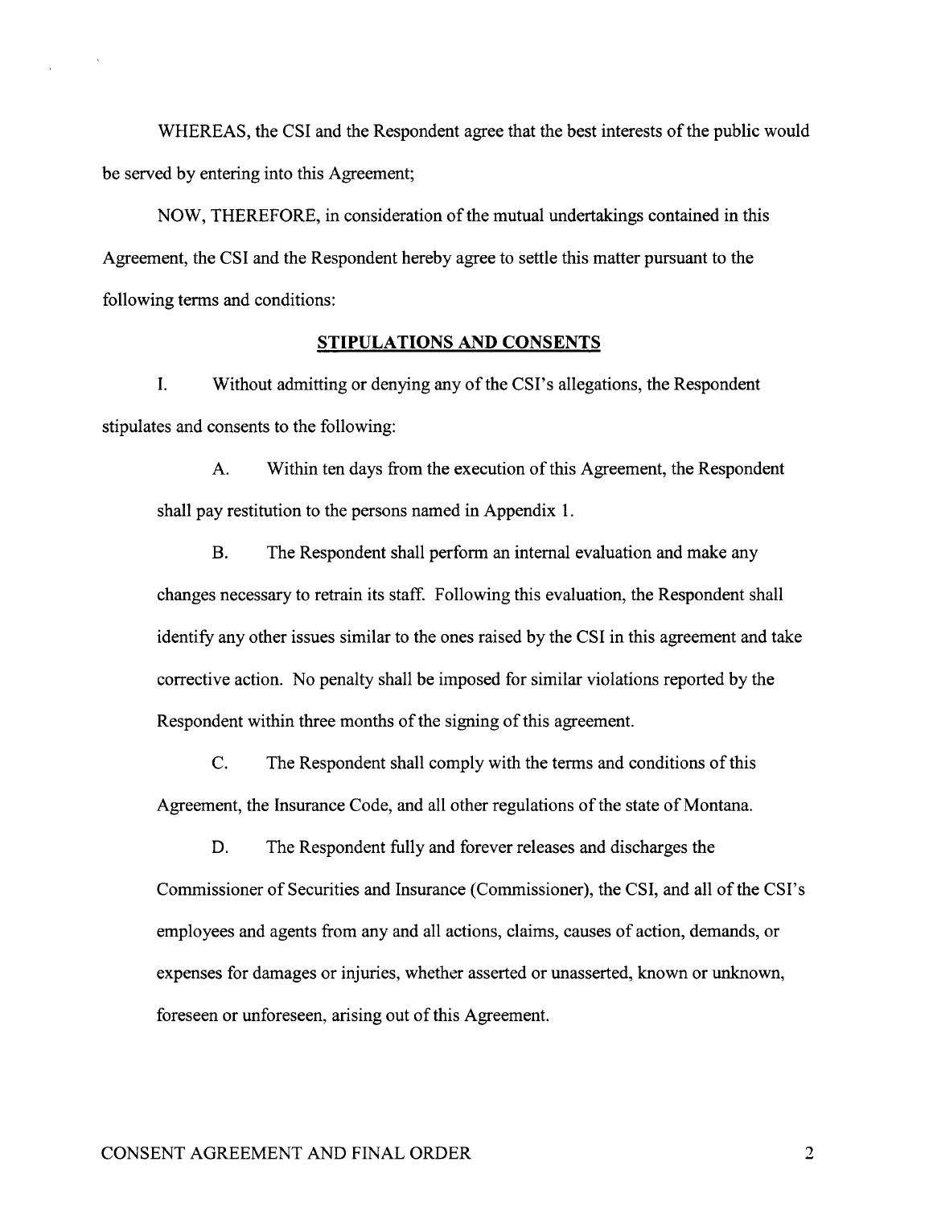WHEREAS, the CSI and the Respondent agree that the best interests of the public would be served by entering into this Agreement;

NOW, THEREFORE, in consideration of the mutual undertakings contained in this Agreement, the CSI and the Respondent hereby agree to settle this matter pursuant to the following terms and conditions:

## STIPULATIONS AND CONSENTS

I. Without admitting or denying any of the CSI's allegations, the Respondent stipulates and consents to the following:

A. Within ten days from the execution of this Agreement, the Respondent shall pay restitution to the persons named in Appendix 1.

B. The Respondent shall perform an internal evaluation and make any changes necessary to retrain its staff. Following this evaluation, the Respondent shall identify any other issues similar to the ones raised by the CSI in this agreement and take corrective action. No penalty shall be imposed for similar violations reported by the Respondent within three months of the signing of this agreement.

C. The Respondent shall comply with the terms and conditions of this Agreement, the Insurance Code, and all other regulations of the state of Montana.

D. The Respondent fully and forever releases and discharges the Commissioner of Securities and Insurance (Commissioner), the CSI, and all of the CSI's employees and agents from any and all actions, claims, causes of action, demands, or expenses for damages or injuries, whether asserted or unasserted, known or unknown, foreseen or unforeseen, arising out of this Agreement.

CONSENT AGREEMENT AND FINAL ORDER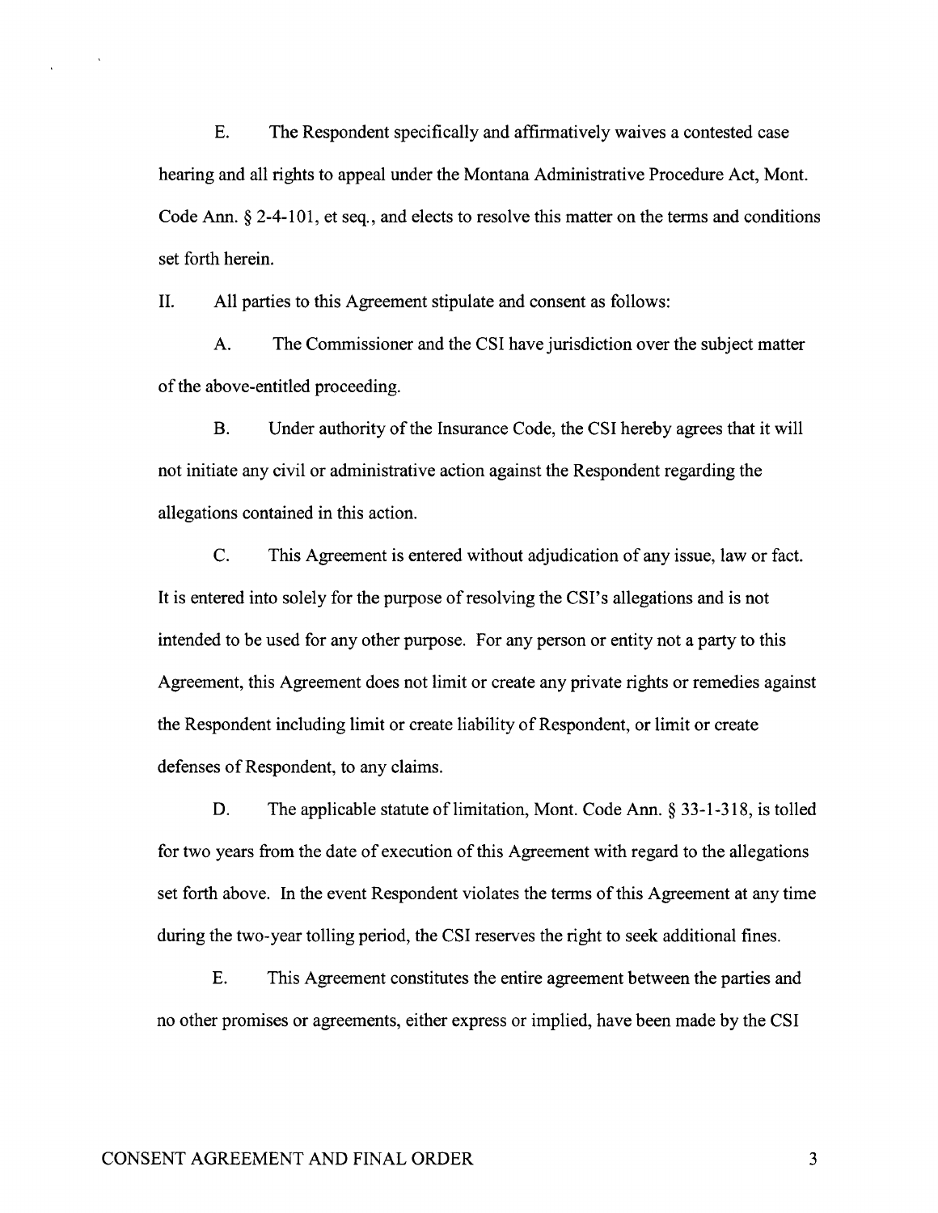E. The Respondent specifically and affirmatively waives a contested case hearing and all rights to appeal under the Montana Administrative Procedure Act, Mont. Code Ann. § 2-4-101, et seq., and elects to resolve this matter on the terms and conditions set forth herein.

II. All parties to this Agreement stipulate and consent as follows:

A. The Commissioner and the CSI have jurisdiction over the subject matter of the above-entitled proceeding.

B. Under authority of the Insurance Code, the CSI hereby agrees that it will not initiate any civil or administrative action against the Respondent regarding the allegations contained in this action.

C. This Agreement is entered without adjudication of any issue, law or fact. It is entered into solely for the purpose of resolving the CSI's allegations and is not intended to be used for any other purpose. For any person or entity not a party to this Agreement, this Agreement does not limit or create any private rights or remedies against the Respondent including limit or create liability of Respondent, or limit or create defenses of Respondent, to any claims.

D. The applicable statute of limitation, Mont. Code Ann. § 33-1-318, is tolled for two years from the date of execution of this Agreement with regard to the allegations set forth above. In the event Respondent violates the terms of this Agreement at any time during the two-year tolling period, the CSI reserves the right to seek additional fines.

E. This Agreement constitutes the entire agreement between the parties and no other promises or agreements, either express or implied, have been made by the CSI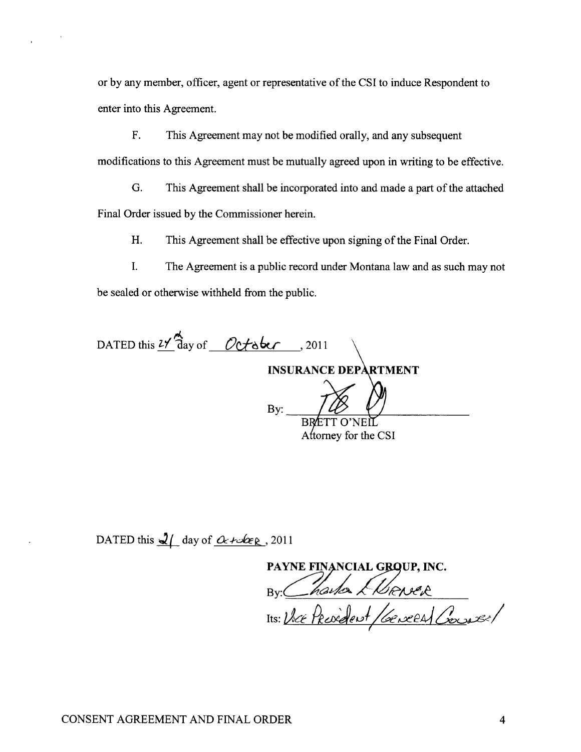or by any member, officer, agent or representative of the CSI to induce Respondent to enter into this Agreement.

F. This Agreement may not be modified orally, and any subsequent modifications to this Agreement must be mutually agreed upon in writing to be effective.

G. This Agreement shall be incorporated into and made a part of the attached Final Order issued by the Commissioner herein.

H. This Agreement shall be effective upon signing of the Final Order.

I. The Agreement is a public record under Montana law and as such may not be sealed or otherwise withheld from the public.

DATED this 24th day of October, 2011

**INSURANCE DEPARTMENT**

By: ______________________
BRETT O'NEIL
Attorney for the CSI

DATED this 21 day of October, 2011

**PAYNE FINANCIAL GROUP, INC.**

By: Charles L. Kirner

Its: Vice President / General Counsel

CONSENT AGREEMENT AND FINAL ORDER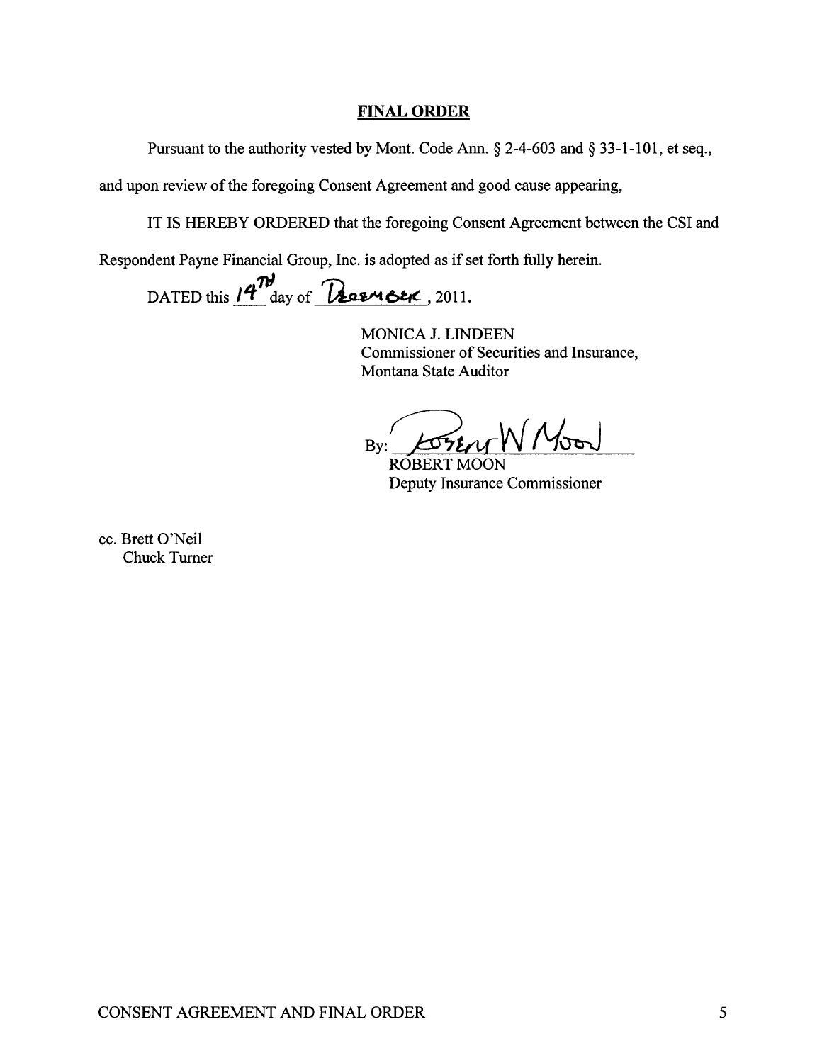## FINAL ORDER

Pursuant to the authority vested by Mont. Code Ann. § 2-4-603 and § 33-1-101, et seq., and upon review of the foregoing Consent Agreement and good cause appearing,

IT IS HEREBY ORDERED that the foregoing Consent Agreement between the CSI and Respondent Payne Financial Group, Inc. is adopted as if set forth fully herein.

DATED this 14TH day of December, 2011.

MONICA J. LINDEEN
Commissioner of Securities and Insurance,
Montana State Auditor

By: Robert W Moon
ROBERT MOON
Deputy Insurance Commissioner

cc. Brett O'Neil
Chuck Turner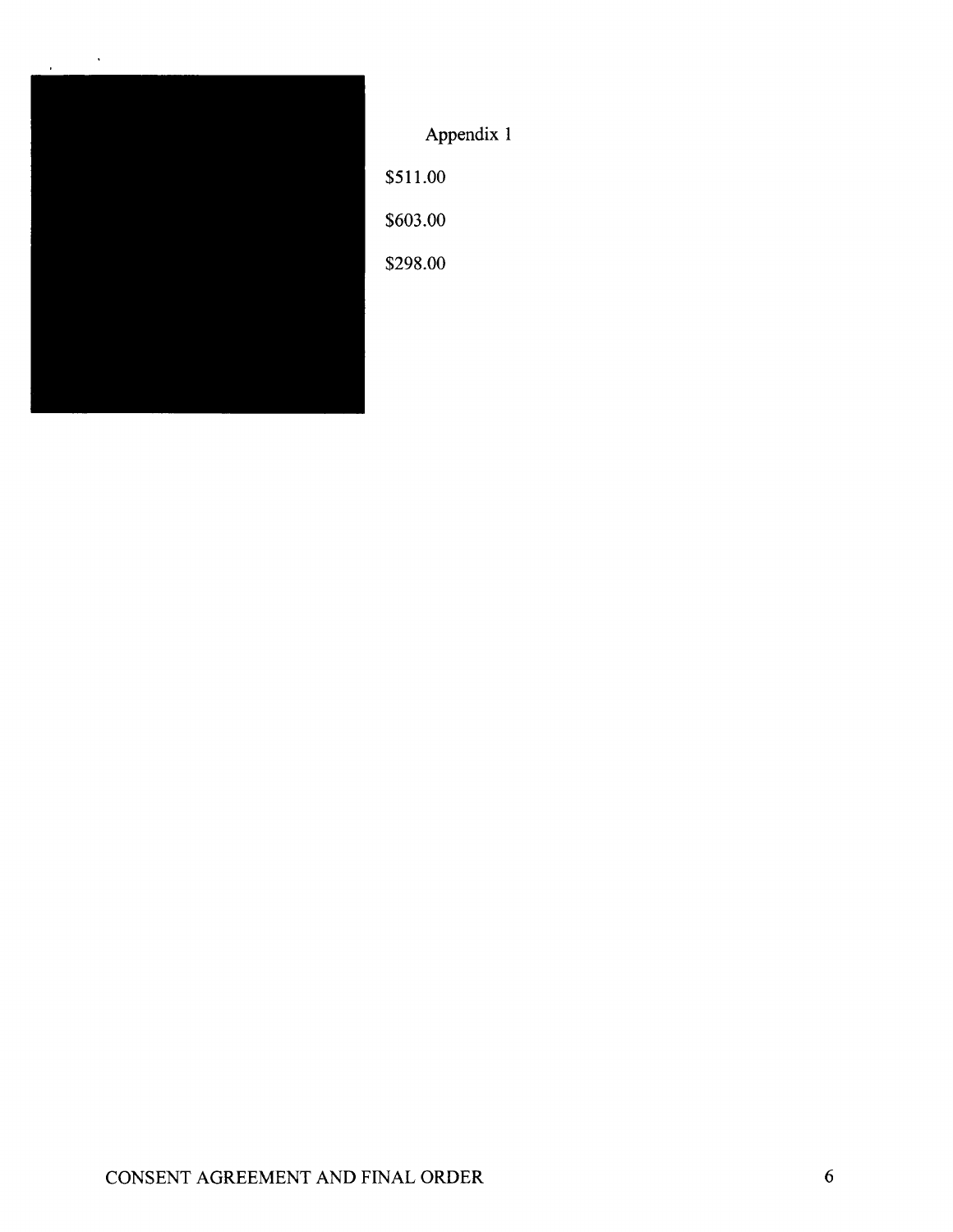Appendix 1

$511.00

$603.00

$298.00